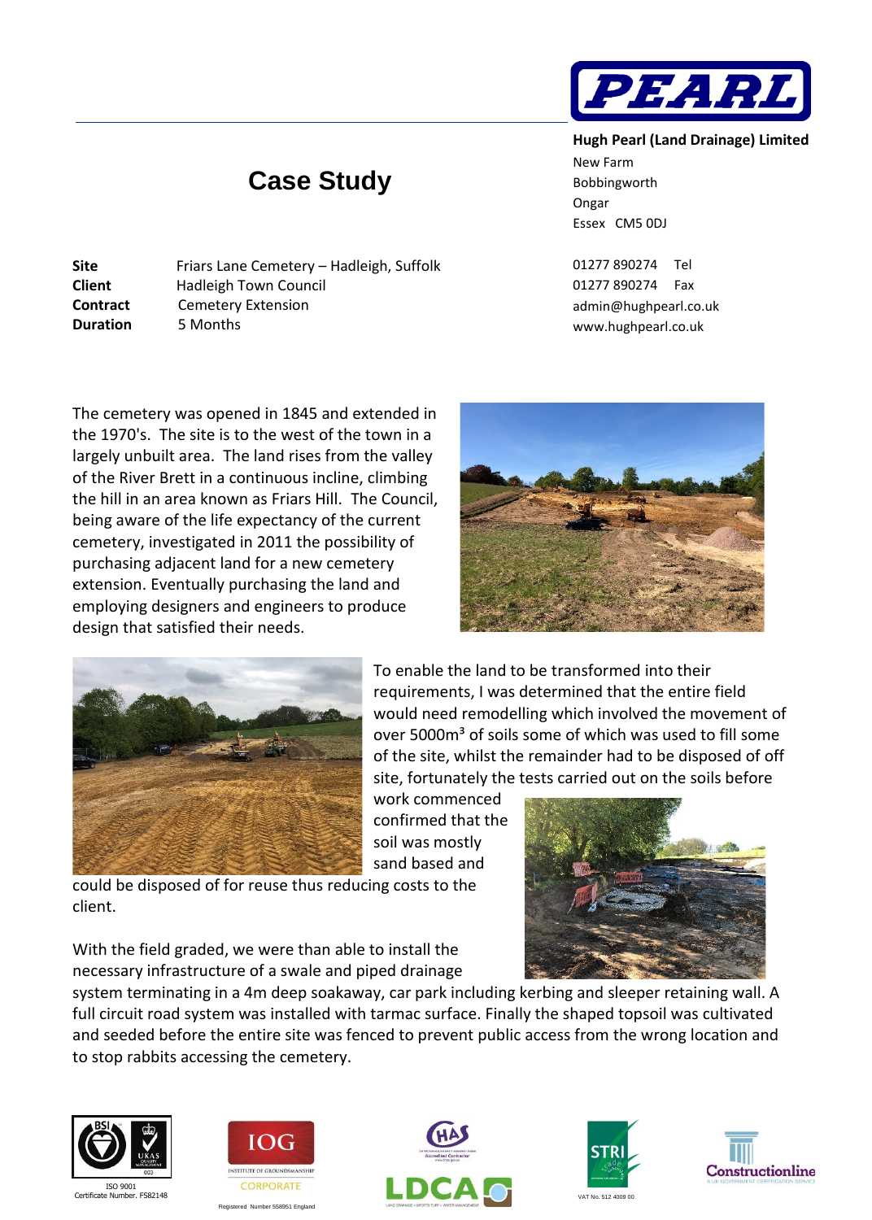**Hugh Pearl (Land Drainage) Limited**
New Farm
Bobbingworth
Ongar
Essex CM5 0DJ

01277 890274 Tel
01277 890274 Fax
admin@hughpearl.co.uk
www.hughpearl.co.uk

# Case Study

| | |
|---|---|
| **Site** | Friars Lane Cemetery – Hadleigh, Suffolk |
| **Client** | Hadleigh Town Council |
| **Contract** | Cemetery Extension |
| **Duration** | 5 Months |

The cemetery was opened in 1845 and extended in the 1970's. The site is to the west of the town in a largely unbuilt area. The land rises from the valley of the River Brett in a continuous incline, climbing the hill in an area known as Friars Hill. The Council, being aware of the life expectancy of the current cemetery, investigated in 2011 the possibility of purchasing adjacent land for a new cemetery extension. Eventually purchasing the land and employing designers and engineers to produce design that satisfied their needs.

To enable the land to be transformed into their requirements, I was determined that the entire field would need remodelling which involved the movement of over 5000m³ of soils some of which was used to fill some of the site, whilst the remainder had to be disposed of off site, fortunately the tests carried out on the soils before work commenced confirmed that the soil was mostly sand based and could be disposed of for reuse thus reducing costs to the client.

With the field graded, we were than able to install the necessary infrastructure of a swale and piped drainage system terminating in a 4m deep soakaway, car park including kerbing and sleeper retaining wall. A full circuit road system was installed with tarmac surface. Finally the shaped topsoil was cultivated and seeded before the entire site was fenced to prevent public access from the wrong location and to stop rabbits accessing the cemetery.

ISO 9001
Certificate Number. FS82148

Registered Number 558951 England

VAT No. 512 4009 00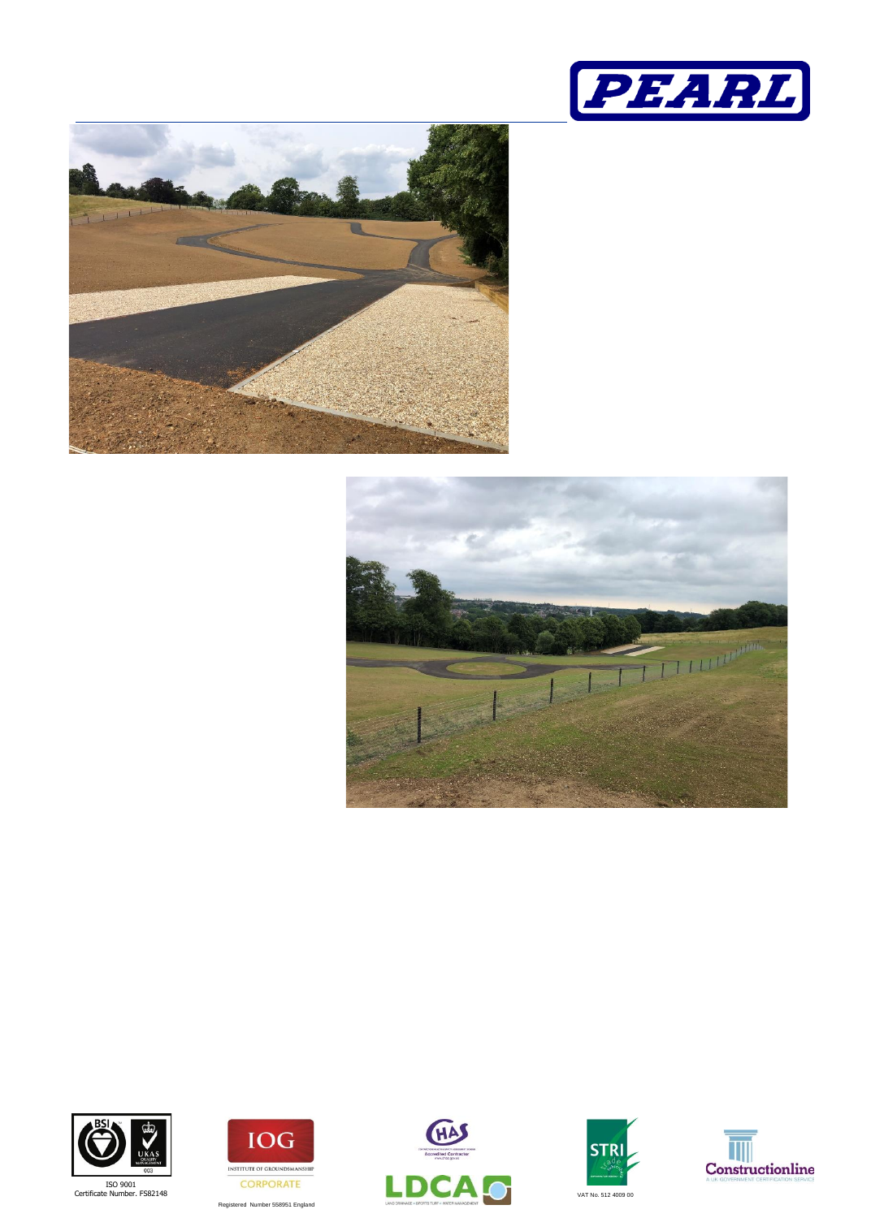ISO 9001
Certificate Number. FS82148

Registered Number 558951 England

VAT No. 512 4009 00